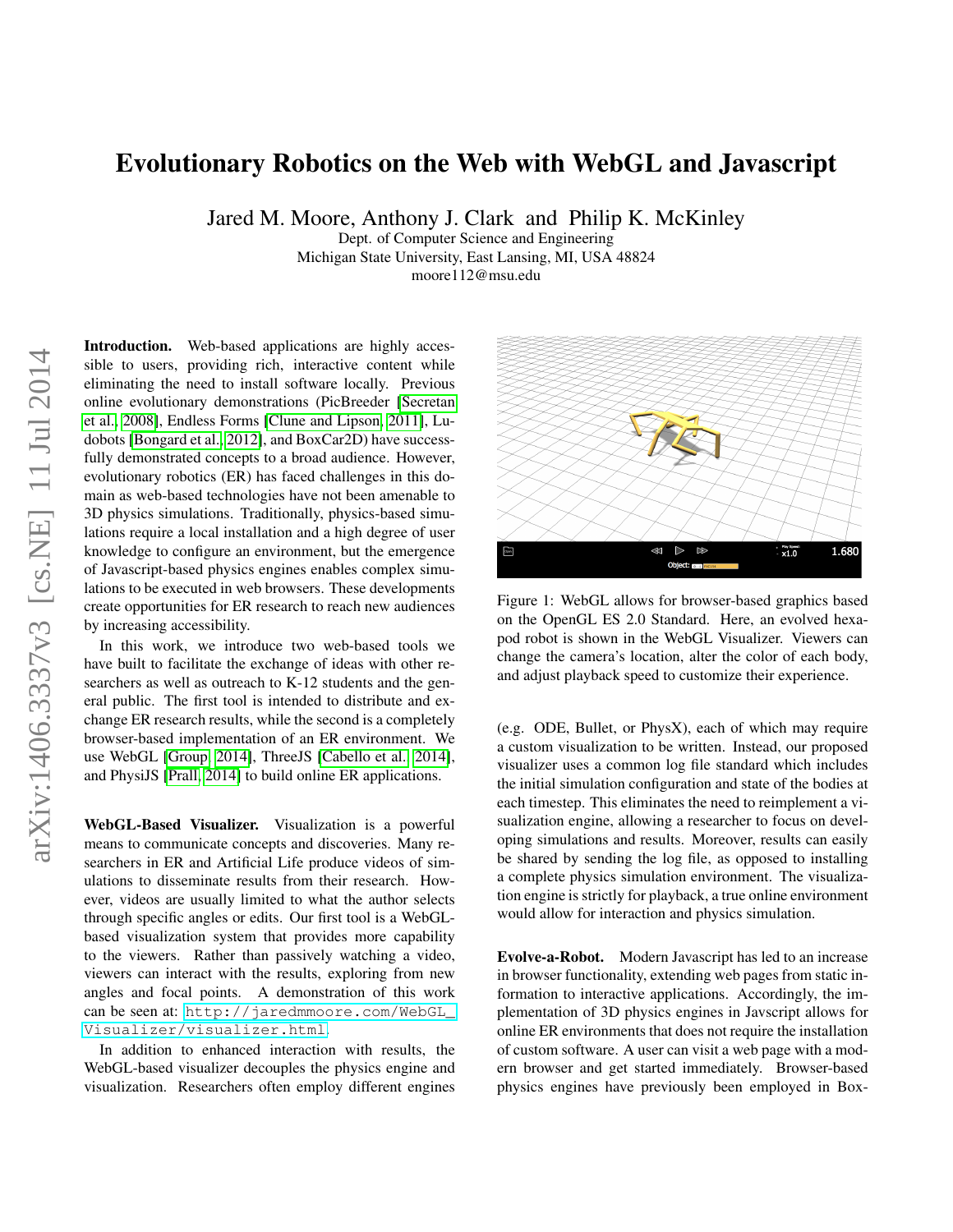# Evolutionary Robotics on the Web with WebGL and Javascript

Jared M. Moore, Anthony J. Clark and Philip K. McKinley
Dept. of Computer Science and Engineering
Michigan State University, East Lansing, MI, USA 48824
moore112@msu.edu

**Introduction.** Web-based applications are highly accessible to users, providing rich, interactive content while eliminating the need to install software locally. Previous online evolutionary demonstrations (PicBreeder [Secretan et al., 2008], Endless Forms [Clune and Lipson, 2011], Ludobots [Bongard et al., 2012], and BoxCar2D) have successfully demonstrated concepts to a broad audience. However, evolutionary robotics (ER) has faced challenges in this domain as web-based technologies have not been amenable to 3D physics simulations. Traditionally, physics-based simulations require a local installation and a high degree of user knowledge to configure an environment, but the emergence of Javascript-based physics engines enables complex simulations to be executed in web browsers. These developments create opportunities for ER research to reach new audiences by increasing accessibility.

In this work, we introduce two web-based tools we have built to facilitate the exchange of ideas with other researchers as well as outreach to K-12 students and the general public. The first tool is intended to distribute and exchange ER research results, while the second is a completely browser-based implementation of an ER environment. We use WebGL [Group, 2014], ThreeJS [Cabello et al., 2014], and PhysiJS [Prall, 2014] to build online ER applications.

**WebGL-Based Visualizer.** Visualization is a powerful means to communicate concepts and discoveries. Many researchers in ER and Artificial Life produce videos of simulations to disseminate results from their research. However, videos are usually limited to what the author selects through specific angles or edits. Our first tool is a WebGL-based visualization system that provides more capability to the viewers. Rather than passively watching a video, viewers can interact with the results, exploring from new angles and focal points. A demonstration of this work can be seen at: `http://jaredmmoore.com/WebGL_Visualizer/visualizer.html`.

In addition to enhanced interaction with results, the WebGL-based visualizer decouples the physics engine and visualization. Researchers often employ different engines (e.g. ODE, Bullet, or PhysX), each of which may require a custom visualization to be written. Instead, our proposed visualizer uses a common log file standard which includes the initial simulation configuration and state of the bodies at each timestep. This eliminates the need to reimplement a visualization engine, allowing a researcher to focus on developing simulations and results. Moreover, results can easily be shared by sending the log file, as opposed to installing a complete physics simulation environment. The visualization engine is strictly for playback, a true online environment would allow for interaction and physics simulation.

Figure 1: WebGL allows for browser-based graphics based on the OpenGL ES 2.0 Standard. Here, an evolved hexapod robot is shown in the WebGL Visualizer. Viewers can change the camera's location, alter the color of each body, and adjust playback speed to customize their experience.

**Evolve-a-Robot.** Modern Javascript has led to an increase in browser functionality, extending web pages from static information to interactive applications. Accordingly, the implementation of 3D physics engines in Javscript allows for online ER environments that does not require the installation of custom software. A user can visit a web page with a modern browser and get started immediately. Browser-based physics engines have previously been employed in Box-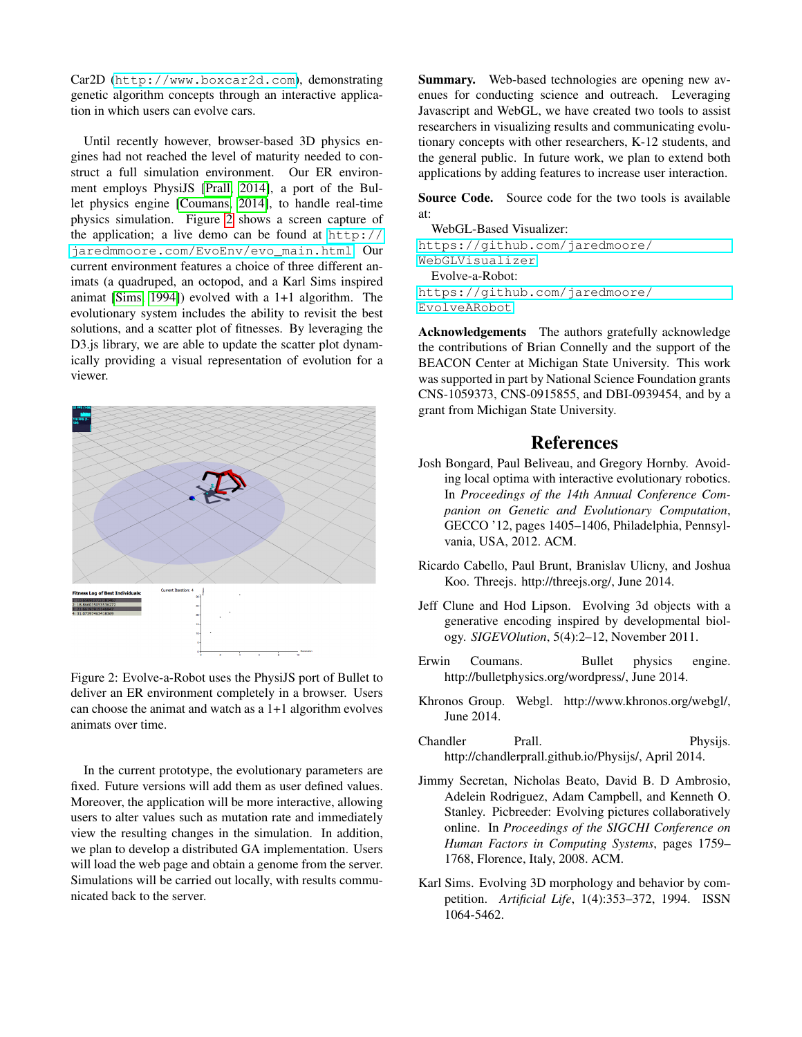Car2D (http://www.boxcar2d.com), demonstrating genetic algorithm concepts through an interactive application in which users can evolve cars.

Until recently however, browser-based 3D physics engines had not reached the level of maturity needed to construct a full simulation environment. Our ER environment employs PhysiJS [Prall, 2014], a port of the Bullet physics engine [Coumans, 2014], to handle real-time physics simulation. Figure 2 shows a screen capture of the application; a live demo can be found at http://jaredmmoore.com/EvoEnv/evo_main.html. Our current environment features a choice of three different animats (a quadruped, an octopod, and a Karl Sims inspired animat [Sims, 1994]) evolved with a 1+1 algorithm. The evolutionary system includes the ability to revisit the best solutions, and a scatter plot of fitnesses. By leveraging the D3.js library, we are able to update the scatter plot dynamically providing a visual representation of evolution for a viewer.

Figure 2: Evolve-a-Robot uses the PhysiJS port of Bullet to deliver an ER environment completely in a browser. Users can choose the animat and watch as a 1+1 algorithm evolves animats over time.

In the current prototype, the evolutionary parameters are fixed. Future versions will add them as user defined values. Moreover, the application will be more interactive, allowing users to alter values such as mutation rate and immediately view the resulting changes in the simulation. In addition, we plan to develop a distributed GA implementation. Users will load the web page and obtain a genome from the server. Simulations will be carried out locally, with results communicated back to the server.

**Summary.** Web-based technologies are opening new avenues for conducting science and outreach. Leveraging Javascript and WebGL, we have created two tools to assist researchers in visualizing results and communicating evolutionary concepts with other researchers, K-12 students, and the general public. In future work, we plan to extend both applications by adding features to increase user interaction.

**Source Code.** Source code for the two tools is available at:

WebGL-Based Visualizer:
https://github.com/jaredmoore/WebGLVisualizer

Evolve-a-Robot:
https://github.com/jaredmoore/EvolveARobot

**Acknowledgements** The authors gratefully acknowledge the contributions of Brian Connelly and the support of the BEACON Center at Michigan State University. This work was supported in part by National Science Foundation grants CNS-1059373, CNS-0915855, and DBI-0939454, and by a grant from Michigan State University.

## References

Josh Bongard, Paul Beliveau, and Gregory Hornby. Avoiding local optima with interactive evolutionary robotics. In *Proceedings of the 14th Annual Conference Companion on Genetic and Evolutionary Computation*, GECCO '12, pages 1405–1406, Philadelphia, Pennsylvania, USA, 2012. ACM.

Ricardo Cabello, Paul Brunt, Branislav Ulicny, and Joshua Koo. Threejs. http://threejs.org/, June 2014.

Jeff Clune and Hod Lipson. Evolving 3d objects with a generative encoding inspired by developmental biology. *SIGEVOlution*, 5(4):2–12, November 2011.

Erwin Coumans. Bullet physics engine. http://bulletphysics.org/wordpress/, June 2014.

Khronos Group. Webgl. http://www.khronos.org/webgl/, June 2014.

Chandler Prall. Physijs. http://chandlerprall.github.io/Physijs/, April 2014.

Jimmy Secretan, Nicholas Beato, David B. D Ambrosio, Adelein Rodriguez, Adam Campbell, and Kenneth O. Stanley. Picbreeder: Evolving pictures collaboratively online. In *Proceedings of the SIGCHI Conference on Human Factors in Computing Systems*, pages 1759–1768, Florence, Italy, 2008. ACM.

Karl Sims. Evolving 3D morphology and behavior by competition. *Artificial Life*, 1(4):353–372, 1994. ISSN 1064-5462.